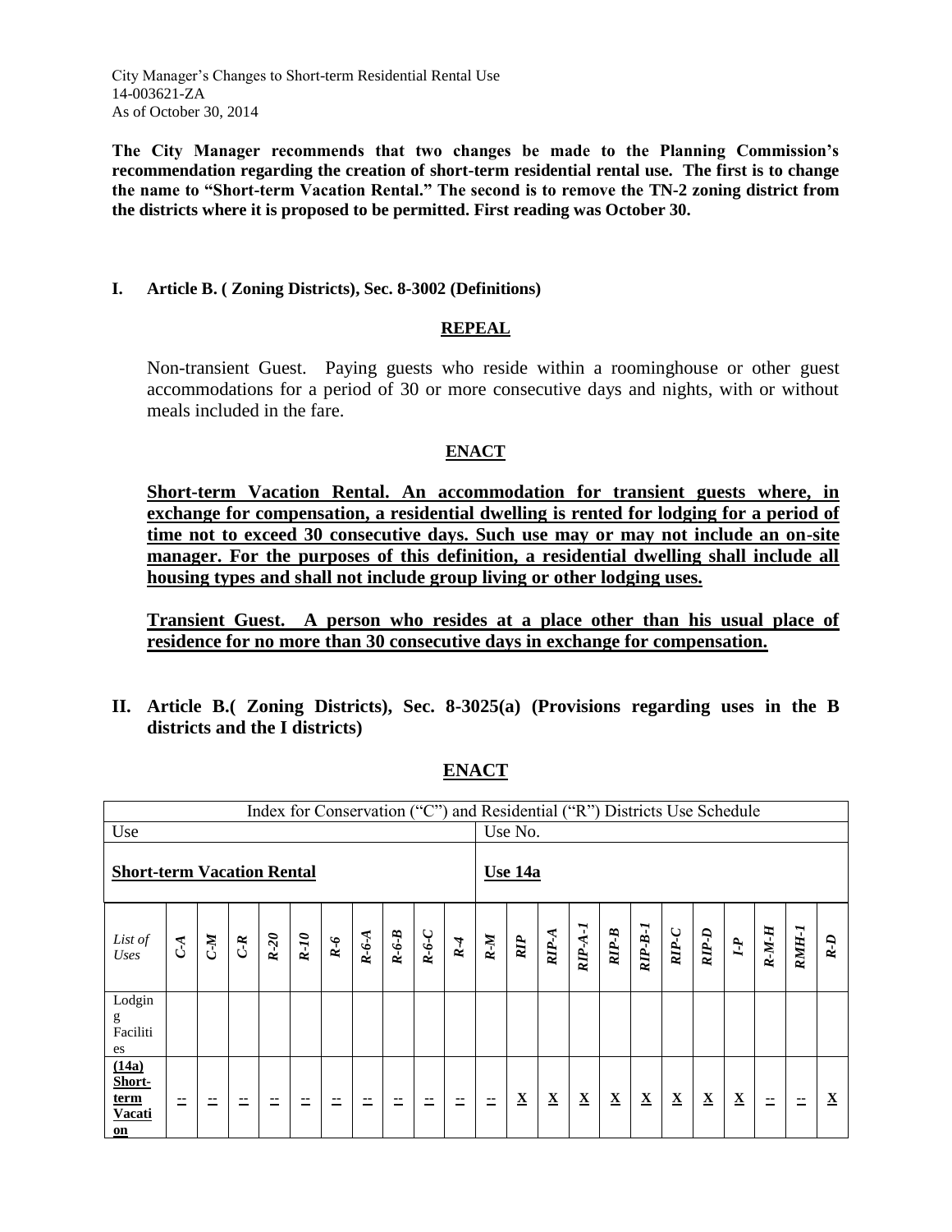City Manager's Changes to Short-term Residential Rental Use
14-003621-ZA
As of October 30, 2014

**The City Manager recommends that two changes be made to the Planning Commission's recommendation regarding the creation of short-term residential rental use. The first is to change the name to "Short-term Vacation Rental." The second is to remove the TN-2 zoning district from the districts where it is proposed to be permitted. First reading was October 30.**

## I. Article B. ( Zoning Districts), Sec. 8-3002 (Definitions)

**REPEAL**

Non-transient Guest. Paying guests who reside within a roominghouse or other guest accommodations for a period of 30 or more consecutive days and nights, with or without meals included in the fare.

**ENACT**

**Short-term Vacation Rental. An accommodation for transient guests where, in exchange for compensation, a residential dwelling is rented for lodging for a period of time not to exceed 30 consecutive days. Such use may or may not include an on-site manager. For the purposes of this definition, a residential dwelling shall include all housing types and shall not include group living or other lodging uses.**

**Transient Guest. A person who resides at a place other than his usual place of residence for no more than 30 consecutive days in exchange for compensation.**

## II. Article B.( Zoning Districts), Sec. 8-3025(a) (Provisions regarding uses in the B districts and the I districts)

**ENACT**

| Index for Conservation ("C") and Residential ("R") Districts Use Schedule | | | | | | | | | | | | | | | | | | | | | | |
|---|---|---|---|---|---|---|---|---|---|---|---|---|---|---|---|---|---|---|---|---|---|---|
| Use | | | | | | | | | | | Use No. | | | | | | | | | | | |
| **Short-term Vacation Rental** | | | | | | | | | | | **Use 14a** | | | | | | | | | | | |
| *List of Uses* | *C-A* | *C-M* | *C-R* | *R-20* | *R-10* | *R-6* | *R-6-A* | *R-6-B* | *R-6-C* | *R-4* | *R-M* | *RIP* | *RIP-A* | *RIP-A-1* | *RIP-B* | *RIP-B-1* | *RIP-C* | *RIP-D* | *I-P* | *R-M-H* | *RMH-1* | *R-D* |
| Lodging Facilities | | | | | | | | | | | | | | | | | | | | | | |
| **(14a) Short-term Vacation** | -- | -- | -- | -- | -- | -- | -- | -- | -- | -- | -- | **X** | **X** | **X** | **X** | **X** | **X** | **X** | **X** | -- | -- | **X** |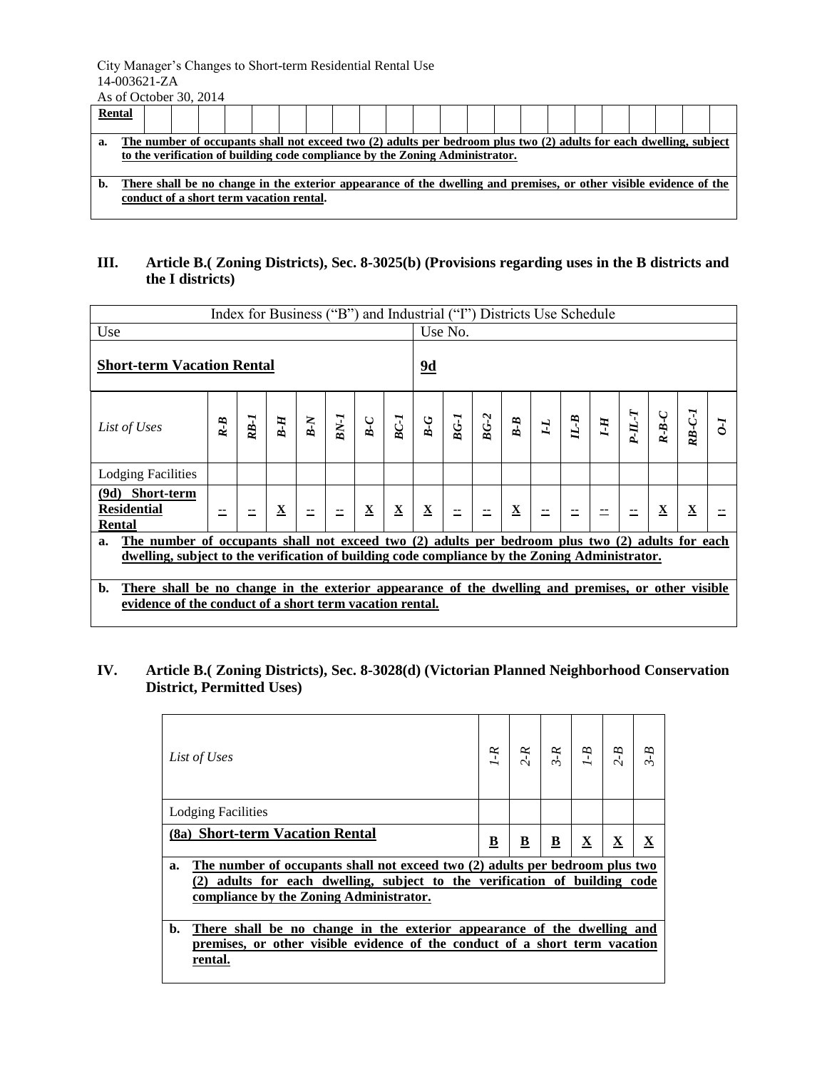| **Rental** | | | | | | | | | | | | | | | | | | | | | | |
|---|---|---|---|---|---|---|---|---|---|---|---|---|---|---|---|---|---|---|---|---|---|---|

**a. The number of occupants shall not exceed two (2) adults per bedroom plus two (2) adults for each dwelling, subject to the verification of building code compliance by the Zoning Administrator.**

**b. There shall be no change in the exterior appearance of the dwelling and premises, or other visible evidence of the conduct of a short term vacation rental.**

## III. Article B.( Zoning Districts), Sec. 8-3025(b) (Provisions regarding uses in the B districts and the I districts)

Index for Business ("B") and Industrial ("I") Districts Use Schedule

| Use | Use No. |
|---|---|
| **Short-term Vacation Rental** | **9d** |

| *List of Uses* | *R-B* | *RB-1* | *B-H* | *B-N* | *BN-1* | *B-C* | *BC-1* | *B-G* | *BG-1* | *BG-2* | *B-B* | *I-L* | *IL-B* | *I-H* | *P-IL-T* | *R-B-C* | *RB-C-1* | *O-I* |
|---|---|---|---|---|---|---|---|---|---|---|---|---|---|---|---|---|---|---|
| Lodging Facilities | | | | | | | | | | | | | | | | | | |
| **(9d) Short-term Residential Rental** | -- | -- | **X** | -- | -- | **X** | **X** | **X** | -- | -- | **X** | -- | -- | -- | -- | **X** | **X** | -- |

**a. The number of occupants shall not exceed two (2) adults per bedroom plus two (2) adults for each dwelling, subject to the verification of building code compliance by the Zoning Administrator.**

**b. There shall be no change in the exterior appearance of the dwelling and premises, or other visible evidence of the conduct of a short term vacation rental.**

## IV. Article B.( Zoning Districts), Sec. 8-3028(d) (Victorian Planned Neighborhood Conservation District, Permitted Uses)

| *List of Uses* | *1-R* | *2-R* | *3-R* | *1-B* | *2-B* | *3-B* |
|---|---|---|---|---|---|---|
| Lodging Facilities | | | | | | |
| **(8a) Short-term Vacation Rental** | **B** | **B** | **B** | **X** | **X** | **X** |

**a. The number of occupants shall not exceed two (2) adults per bedroom plus two (2) adults for each dwelling, subject to the verification of building code compliance by the Zoning Administrator.**

**b. There shall be no change in the exterior appearance of the dwelling and premises, or other visible evidence of the conduct of a short term vacation rental.**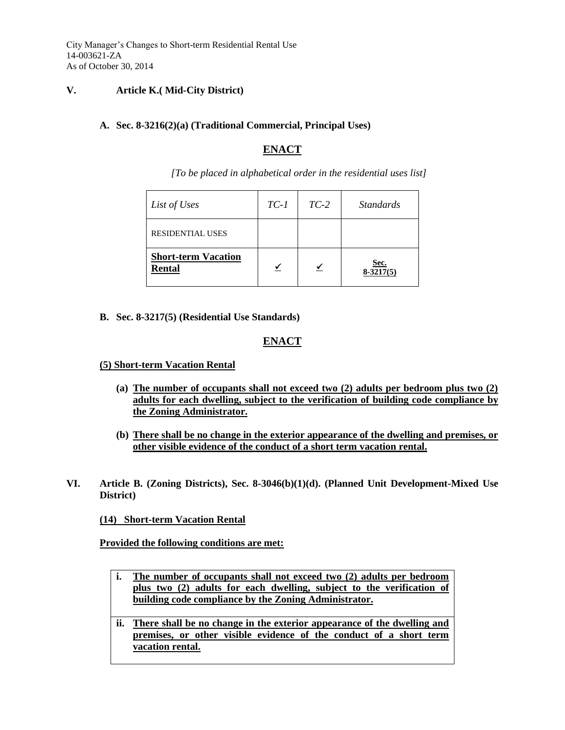**V. Article K.( Mid-City District)**

**A. Sec. 8-3216(2)(a) (Traditional Commercial, Principal Uses)**

**ENACT**

*[To be placed in alphabetical order in the residential uses list]*

| *List of Uses* | *TC-1* | *TC-2* | *Standards* |
|---|---|---|---|
| RESIDENTIAL USES | | | |
| **Short-term Vacation Rental** | ✓ | ✓ | **Sec. 8-3217(5)** |

**B. Sec. 8-3217(5) (Residential Use Standards)**

**ENACT**

**(5) Short-term Vacation Rental**

**(a) The number of occupants shall not exceed two (2) adults per bedroom plus two (2) adults for each dwelling, subject to the verification of building code compliance by the Zoning Administrator.**

**(b) There shall be no change in the exterior appearance of the dwelling and premises, or other visible evidence of the conduct of a short term vacation rental.**

**VI. Article B. (Zoning Districts), Sec. 8-3046(b)(1)(d). (Planned Unit Development-Mixed Use District)**

**(14) Short-term Vacation Rental**

**Provided the following conditions are met:**

| | |
|---|---|
| **i.** | **The number of occupants shall not exceed two (2) adults per bedroom plus two (2) adults for each dwelling, subject to the verification of building code compliance by the Zoning Administrator.** |
| **ii.** | **There shall be no change in the exterior appearance of the dwelling and premises, or other visible evidence of the conduct of a short term vacation rental.** |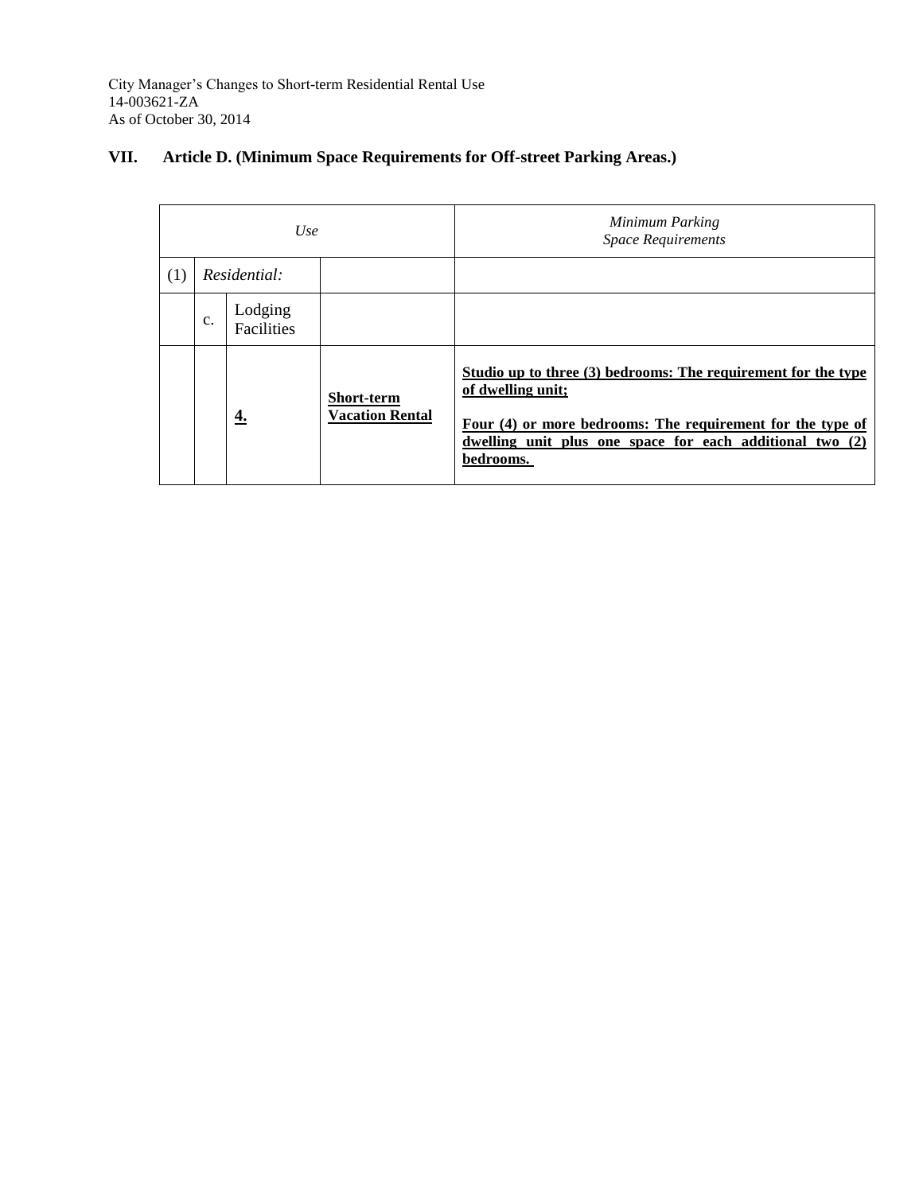City Manager's Changes to Short-term Residential Rental Use
14-003621-ZA
As of October 30, 2014

## VII. Article D. (Minimum Space Requirements for Off-street Parking Areas.)

| *Use* | | | | *Minimum Parking Space Requirements* |
|---|---|---|---|---|
| (1) | *Residential:* | | | |
| | c. | Lodging Facilities | | |
| | | **4.** | **Short-term Vacation Rental** | **Studio up to three (3) bedrooms: The requirement for the type of dwelling unit;**<br><br>**Four (4) or more bedrooms: The requirement for the type of dwelling unit plus one space for each additional two (2) bedrooms.** |